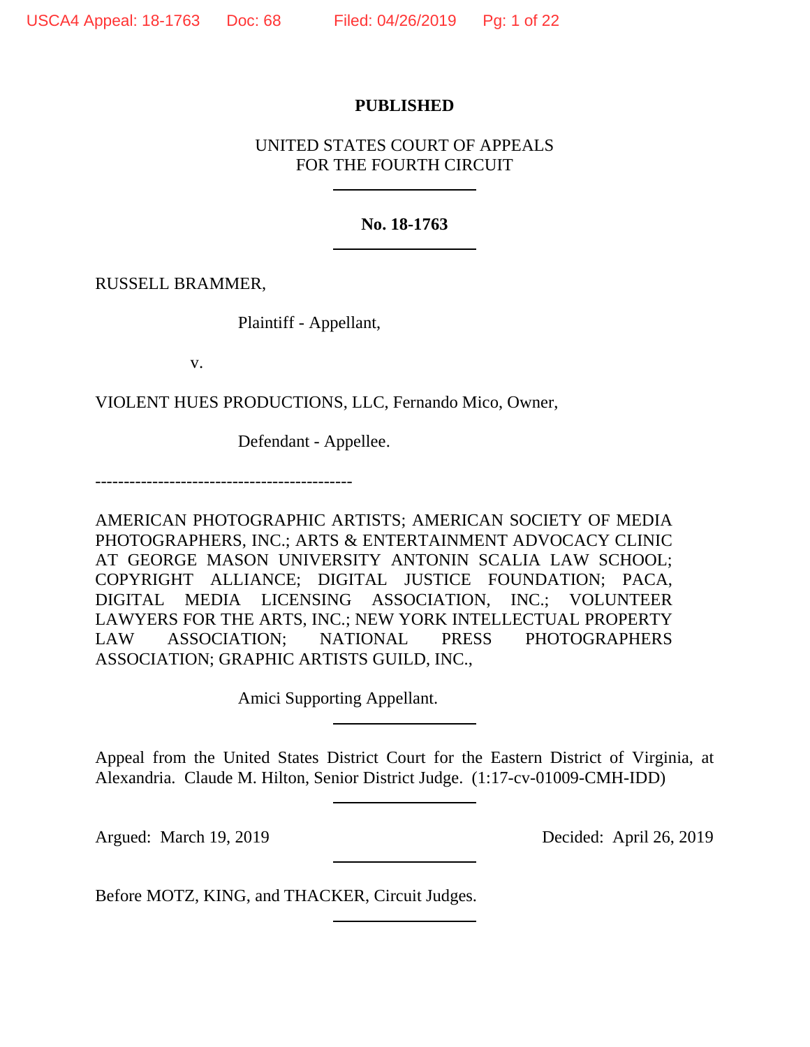**PUBLISHED**

UNITED STATES COURT OF APPEALS
FOR THE FOURTH CIRCUIT

---

**No. 18-1763**

---

RUSSELL BRAMMER,

Plaintiff - Appellant,

v.

VIOLENT HUES PRODUCTIONS, LLC, Fernando Mico, Owner,

Defendant - Appellee.

---------------------------------------------

AMERICAN PHOTOGRAPHIC ARTISTS; AMERICAN SOCIETY OF MEDIA PHOTOGRAPHERS, INC.; ARTS & ENTERTAINMENT ADVOCACY CLINIC AT GEORGE MASON UNIVERSITY ANTONIN SCALIA LAW SCHOOL; COPYRIGHT ALLIANCE; DIGITAL JUSTICE FOUNDATION; PACA, DIGITAL MEDIA LICENSING ASSOCIATION, INC.; VOLUNTEER LAWYERS FOR THE ARTS, INC.; NEW YORK INTELLECTUAL PROPERTY LAW ASSOCIATION; NATIONAL PRESS PHOTOGRAPHERS ASSOCIATION; GRAPHIC ARTISTS GUILD, INC.,

Amici Supporting Appellant.

---

Appeal from the United States District Court for the Eastern District of Virginia, at Alexandria. Claude M. Hilton, Senior District Judge. (1:17-cv-01009-CMH-IDD)

---

Argued: March 19, 2019 Decided: April 26, 2019

---

Before MOTZ, KING, and THACKER, Circuit Judges.

---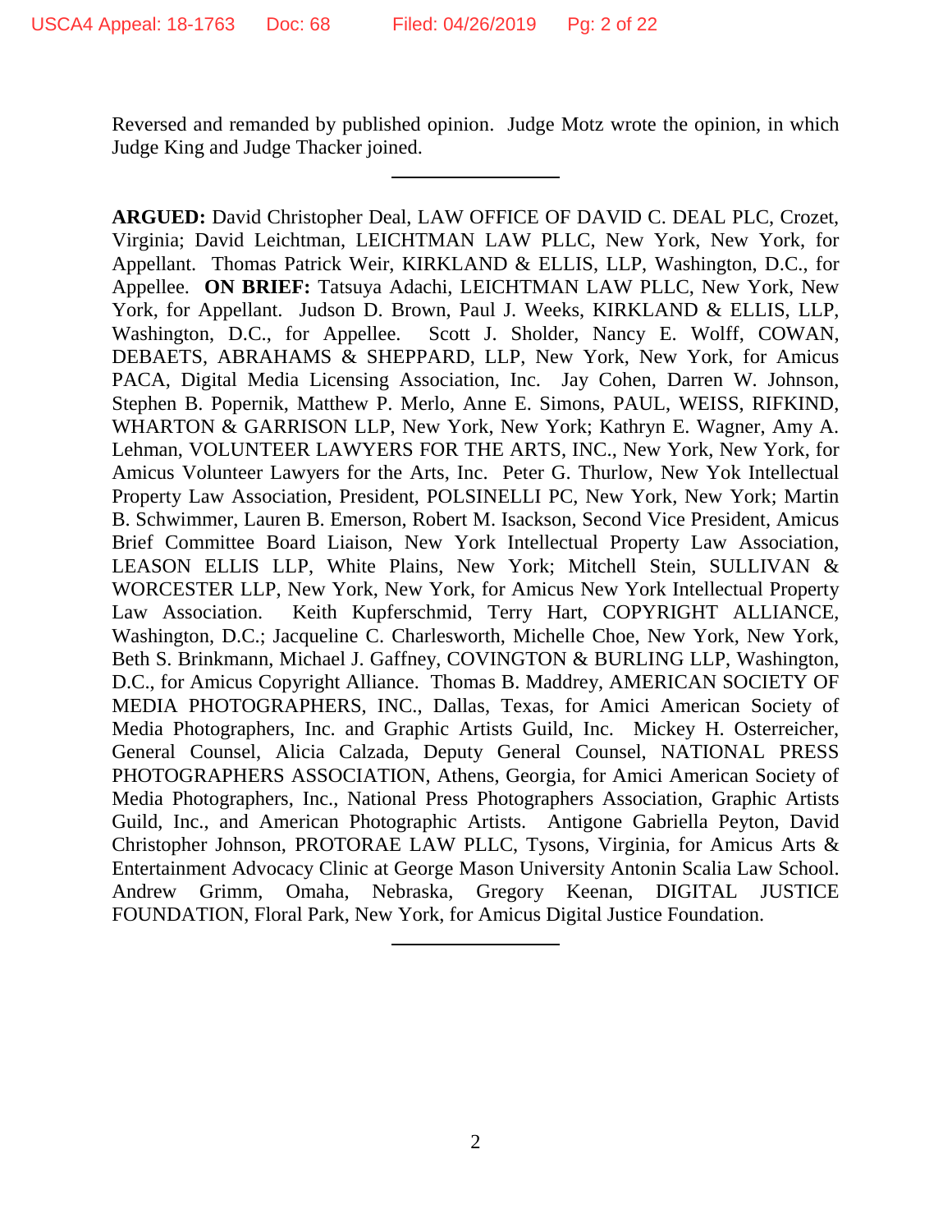Reversed and remanded by published opinion. Judge Motz wrote the opinion, in which Judge King and Judge Thacker joined.

---

**ARGUED:** David Christopher Deal, LAW OFFICE OF DAVID C. DEAL PLC, Crozet, Virginia; David Leichtman, LEICHTMAN LAW PLLC, New York, New York, for Appellant. Thomas Patrick Weir, KIRKLAND & ELLIS, LLP, Washington, D.C., for Appellee. **ON BRIEF:** Tatsuya Adachi, LEICHTMAN LAW PLLC, New York, New York, for Appellant. Judson D. Brown, Paul J. Weeks, KIRKLAND & ELLIS, LLP, Washington, D.C., for Appellee. Scott J. Sholder, Nancy E. Wolff, COWAN, DEBAETS, ABRAHAMS & SHEPPARD, LLP, New York, New York, for Amicus PACA, Digital Media Licensing Association, Inc. Jay Cohen, Darren W. Johnson, Stephen B. Popernik, Matthew P. Merlo, Anne E. Simons, PAUL, WEISS, RIFKIND, WHARTON & GARRISON LLP, New York, New York; Kathryn E. Wagner, Amy A. Lehman, VOLUNTEER LAWYERS FOR THE ARTS, INC., New York, New York, for Amicus Volunteer Lawyers for the Arts, Inc. Peter G. Thurlow, New Yok Intellectual Property Law Association, President, POLSINELLI PC, New York, New York; Martin B. Schwimmer, Lauren B. Emerson, Robert M. Isackson, Second Vice President, Amicus Brief Committee Board Liaison, New York Intellectual Property Law Association, LEASON ELLIS LLP, White Plains, New York; Mitchell Stein, SULLIVAN & WORCESTER LLP, New York, New York, for Amicus New York Intellectual Property Law Association. Keith Kupferschmid, Terry Hart, COPYRIGHT ALLIANCE, Washington, D.C.; Jacqueline C. Charlesworth, Michelle Choe, New York, New York, Beth S. Brinkmann, Michael J. Gaffney, COVINGTON & BURLING LLP, Washington, D.C., for Amicus Copyright Alliance. Thomas B. Maddrey, AMERICAN SOCIETY OF MEDIA PHOTOGRAPHERS, INC., Dallas, Texas, for Amici American Society of Media Photographers, Inc. and Graphic Artists Guild, Inc. Mickey H. Osterreicher, General Counsel, Alicia Calzada, Deputy General Counsel, NATIONAL PRESS PHOTOGRAPHERS ASSOCIATION, Athens, Georgia, for Amici American Society of Media Photographers, Inc., National Press Photographers Association, Graphic Artists Guild, Inc., and American Photographic Artists. Antigone Gabriella Peyton, David Christopher Johnson, PROTORAE LAW PLLC, Tysons, Virginia, for Amicus Arts & Entertainment Advocacy Clinic at George Mason University Antonin Scalia Law School. Andrew Grimm, Omaha, Nebraska, Gregory Keenan, DIGITAL JUSTICE FOUNDATION, Floral Park, New York, for Amicus Digital Justice Foundation.

---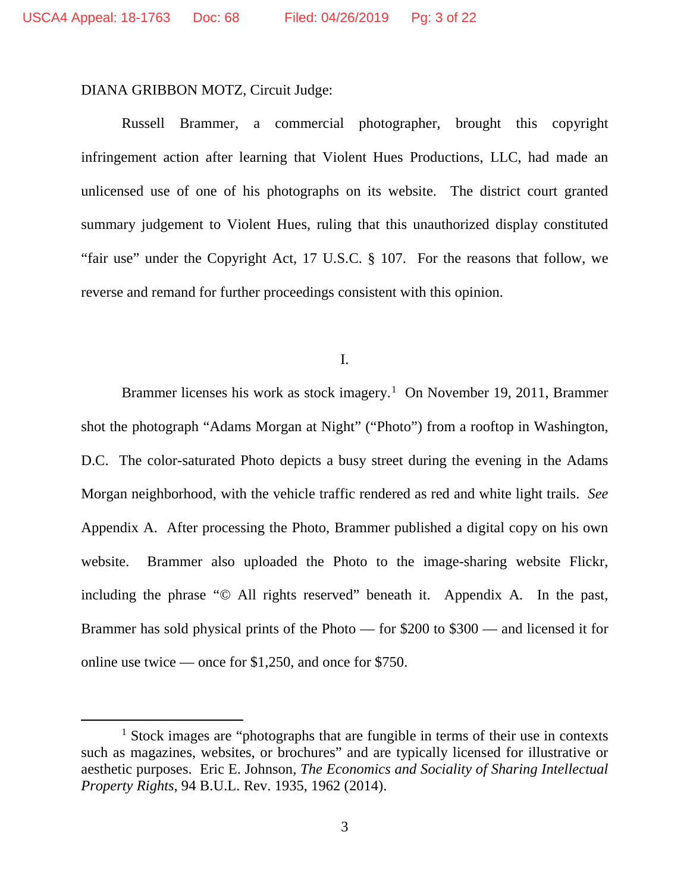DIANA GRIBBON MOTZ, Circuit Judge:

Russell Brammer, a commercial photographer, brought this copyright infringement action after learning that Violent Hues Productions, LLC, had made an unlicensed use of one of his photographs on its website. The district court granted summary judgement to Violent Hues, ruling that this unauthorized display constituted "fair use" under the Copyright Act, 17 U.S.C. § 107. For the reasons that follow, we reverse and remand for further proceedings consistent with this opinion.

I.

Brammer licenses his work as stock imagery.[1] On November 19, 2011, Brammer shot the photograph "Adams Morgan at Night" ("Photo") from a rooftop in Washington, D.C. The color-saturated Photo depicts a busy street during the evening in the Adams Morgan neighborhood, with the vehicle traffic rendered as red and white light trails. *See* Appendix A. After processing the Photo, Brammer published a digital copy on his own website. Brammer also uploaded the Photo to the image-sharing website Flickr, including the phrase "© All rights reserved" beneath it. Appendix A. In the past, Brammer has sold physical prints of the Photo — for $200 to $300 — and licensed it for online use twice — once for $1,250, and once for $750.

[1] Stock images are "photographs that are fungible in terms of their use in contexts such as magazines, websites, or brochures" and are typically licensed for illustrative or aesthetic purposes. Eric E. Johnson, *The Economics and Sociality of Sharing Intellectual Property Rights*, 94 B.U.L. Rev. 1935, 1962 (2014).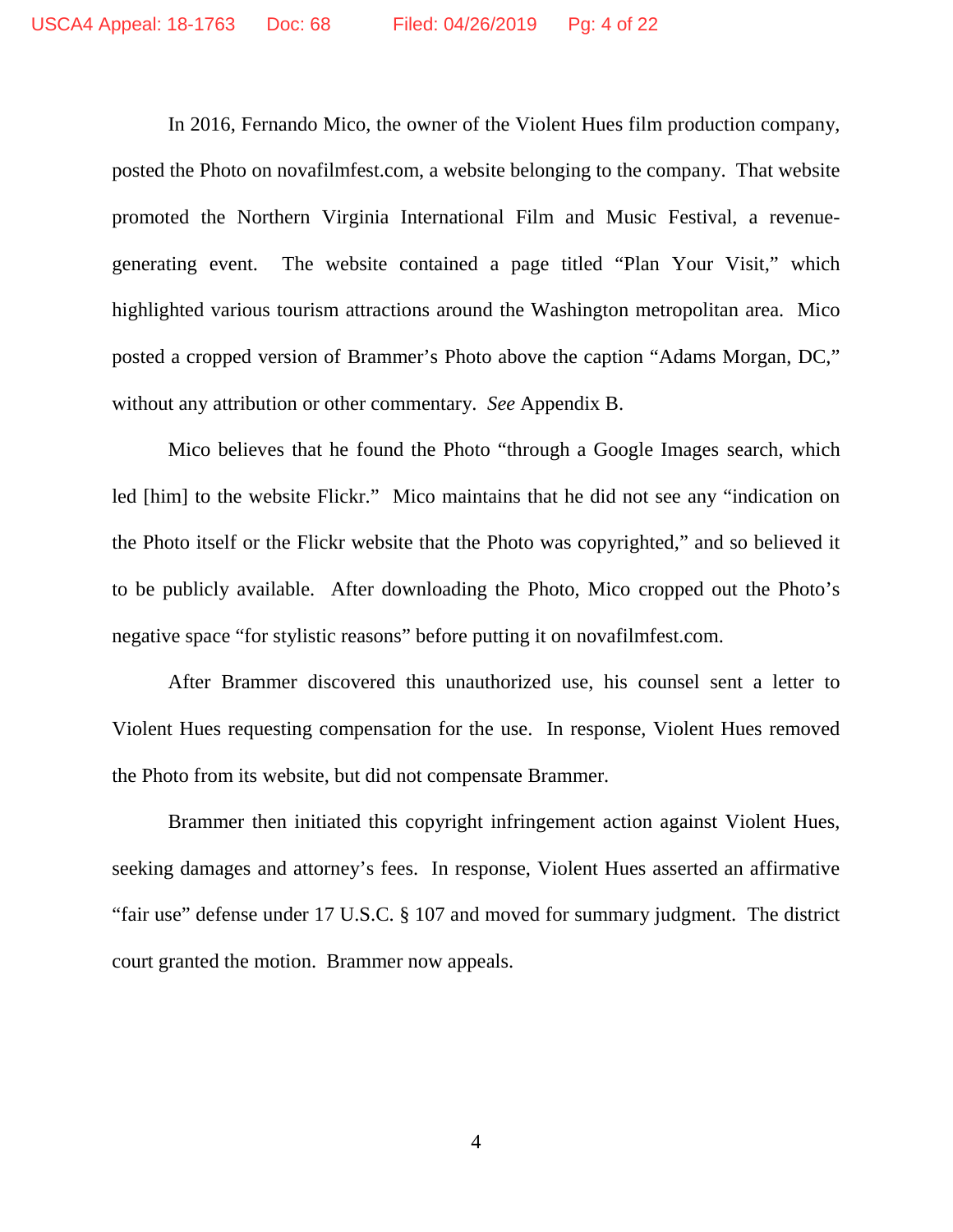In 2016, Fernando Mico, the owner of the Violent Hues film production company, posted the Photo on novafilmfest.com, a website belonging to the company. That website promoted the Northern Virginia International Film and Music Festival, a revenue-generating event. The website contained a page titled "Plan Your Visit," which highlighted various tourism attractions around the Washington metropolitan area. Mico posted a cropped version of Brammer's Photo above the caption "Adams Morgan, DC," without any attribution or other commentary. *See* Appendix B.

Mico believes that he found the Photo "through a Google Images search, which led [him] to the website Flickr." Mico maintains that he did not see any "indication on the Photo itself or the Flickr website that the Photo was copyrighted," and so believed it to be publicly available. After downloading the Photo, Mico cropped out the Photo's negative space "for stylistic reasons" before putting it on novafilmfest.com.

After Brammer discovered this unauthorized use, his counsel sent a letter to Violent Hues requesting compensation for the use. In response, Violent Hues removed the Photo from its website, but did not compensate Brammer.

Brammer then initiated this copyright infringement action against Violent Hues, seeking damages and attorney's fees. In response, Violent Hues asserted an affirmative "fair use" defense under 17 U.S.C. § 107 and moved for summary judgment. The district court granted the motion. Brammer now appeals.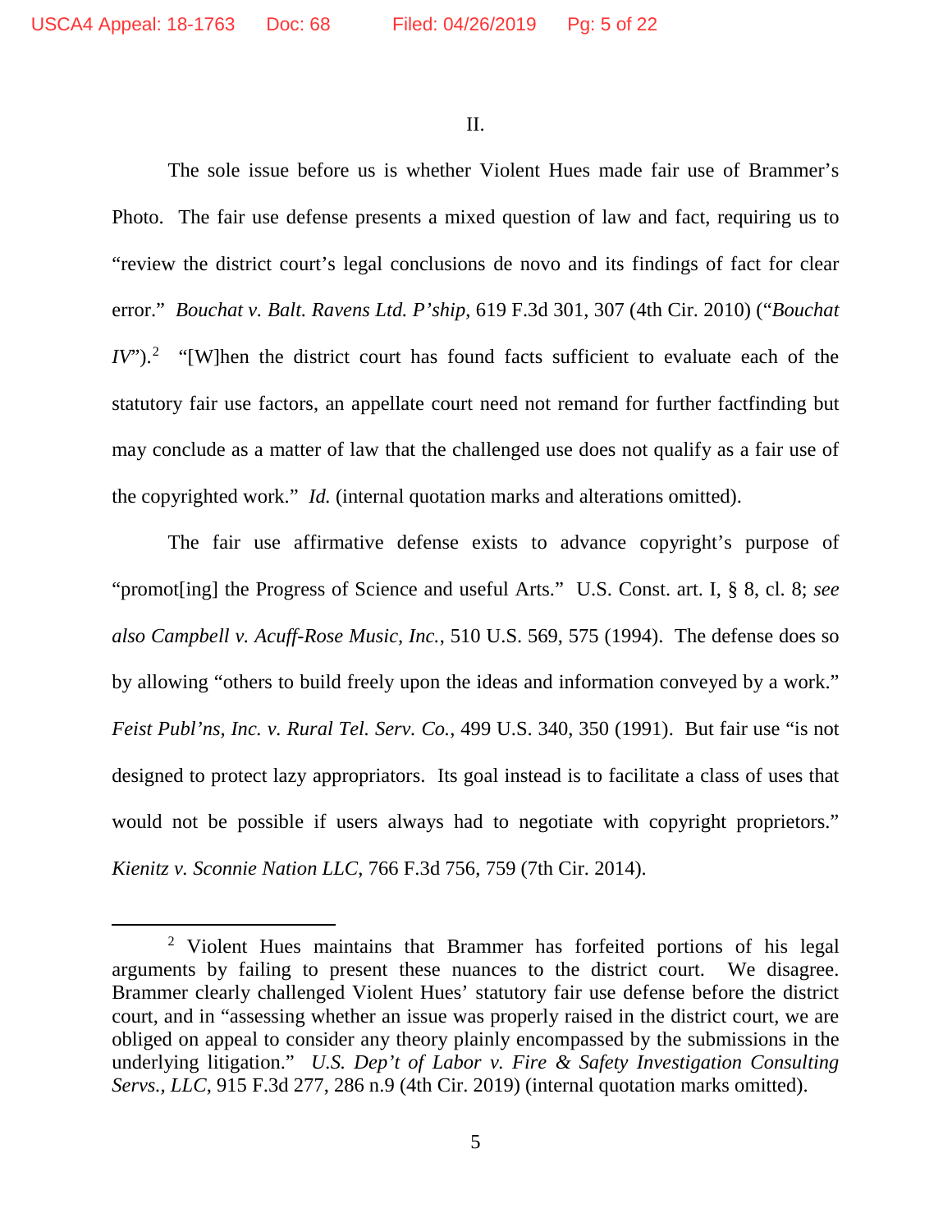II.

The sole issue before us is whether Violent Hues made fair use of Brammer's Photo. The fair use defense presents a mixed question of law and fact, requiring us to "review the district court's legal conclusions de novo and its findings of fact for clear error." *Bouchat v. Balt. Ravens Ltd. P'ship*, 619 F.3d 301, 307 (4th Cir. 2010) ("*Bouchat IV*").[2] "[W]hen the district court has found facts sufficient to evaluate each of the statutory fair use factors, an appellate court need not remand for further factfinding but may conclude as a matter of law that the challenged use does not qualify as a fair use of the copyrighted work." *Id.* (internal quotation marks and alterations omitted).

The fair use affirmative defense exists to advance copyright's purpose of "promot[ing] the Progress of Science and useful Arts." U.S. Const. art. I, § 8, cl. 8; *see also Campbell v. Acuff-Rose Music, Inc.*, 510 U.S. 569, 575 (1994). The defense does so by allowing "others to build freely upon the ideas and information conveyed by a work." *Feist Publ'ns, Inc. v. Rural Tel. Serv. Co.*, 499 U.S. 340, 350 (1991). But fair use "is not designed to protect lazy appropriators. Its goal instead is to facilitate a class of uses that would not be possible if users always had to negotiate with copyright proprietors." *Kienitz v. Sconnie Nation LLC*, 766 F.3d 756, 759 (7th Cir. 2014).

---

[2] Violent Hues maintains that Brammer has forfeited portions of his legal arguments by failing to present these nuances to the district court. We disagree. Brammer clearly challenged Violent Hues' statutory fair use defense before the district court, and in "assessing whether an issue was properly raised in the district court, we are obliged on appeal to consider any theory plainly encompassed by the submissions in the underlying litigation." *U.S. Dep't of Labor v. Fire & Safety Investigation Consulting Servs., LLC*, 915 F.3d 277, 286 n.9 (4th Cir. 2019) (internal quotation marks omitted).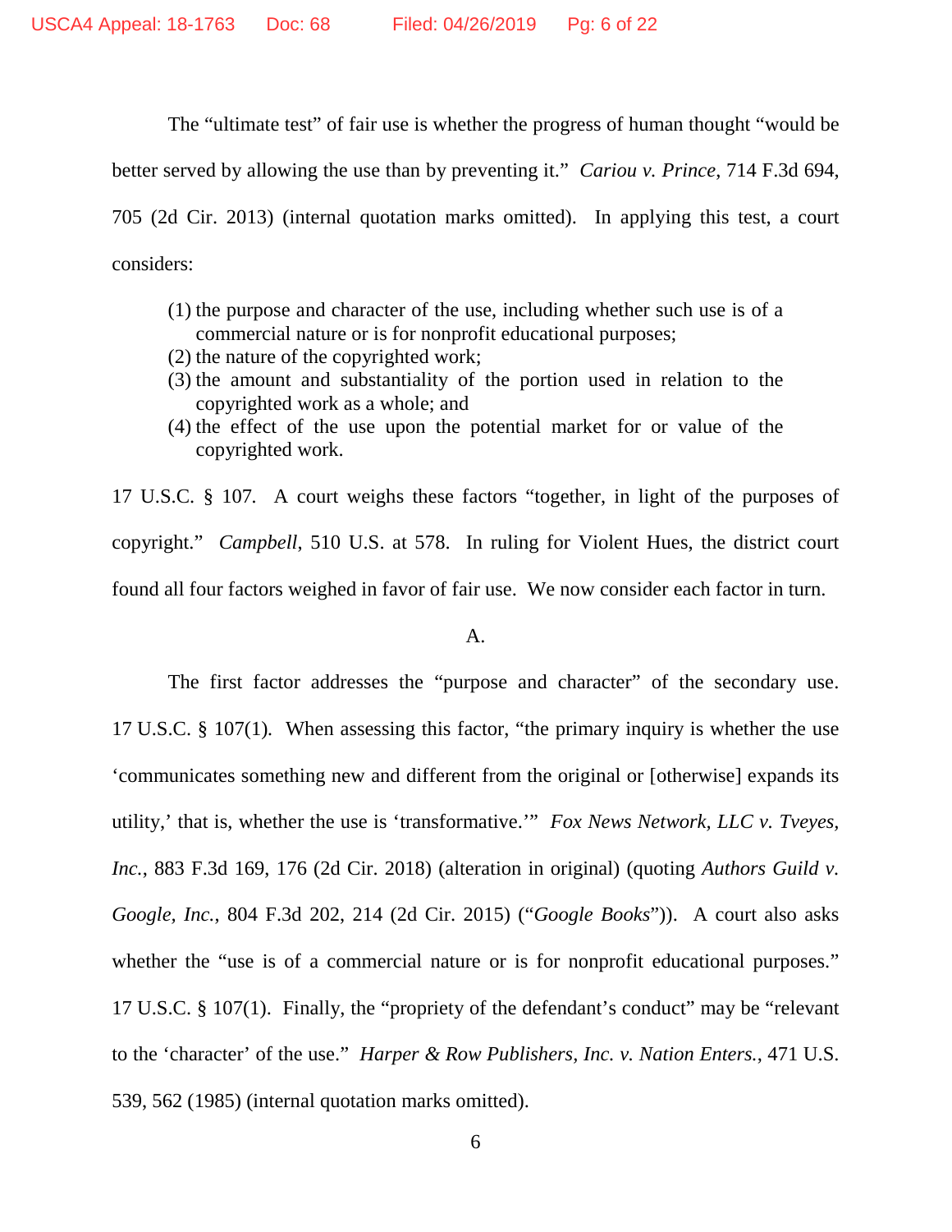The "ultimate test" of fair use is whether the progress of human thought "would be better served by allowing the use than by preventing it." *Cariou v. Prince*, 714 F.3d 694, 705 (2d Cir. 2013) (internal quotation marks omitted). In applying this test, a court considers:

> (1) the purpose and character of the use, including whether such use is of a commercial nature or is for nonprofit educational purposes;
> (2) the nature of the copyrighted work;
> (3) the amount and substantiality of the portion used in relation to the copyrighted work as a whole; and
> (4) the effect of the use upon the potential market for or value of the copyrighted work.

17 U.S.C. § 107. A court weighs these factors "together, in light of the purposes of copyright." *Campbell*, 510 U.S. at 578. In ruling for Violent Hues, the district court found all four factors weighed in favor of fair use. We now consider each factor in turn.

A.

The first factor addresses the "purpose and character" of the secondary use. 17 U.S.C. § 107(1). When assessing this factor, "the primary inquiry is whether the use 'communicates something new and different from the original or [otherwise] expands its utility,' that is, whether the use is 'transformative.'" *Fox News Network, LLC v. Tveyes, Inc.*, 883 F.3d 169, 176 (2d Cir. 2018) (alteration in original) (quoting *Authors Guild v. Google, Inc.*, 804 F.3d 202, 214 (2d Cir. 2015) ("*Google Books*")). A court also asks whether the "use is of a commercial nature or is for nonprofit educational purposes." 17 U.S.C. § 107(1). Finally, the "propriety of the defendant's conduct" may be "relevant to the 'character' of the use." *Harper & Row Publishers, Inc. v. Nation Enters.*, 471 U.S. 539, 562 (1985) (internal quotation marks omitted).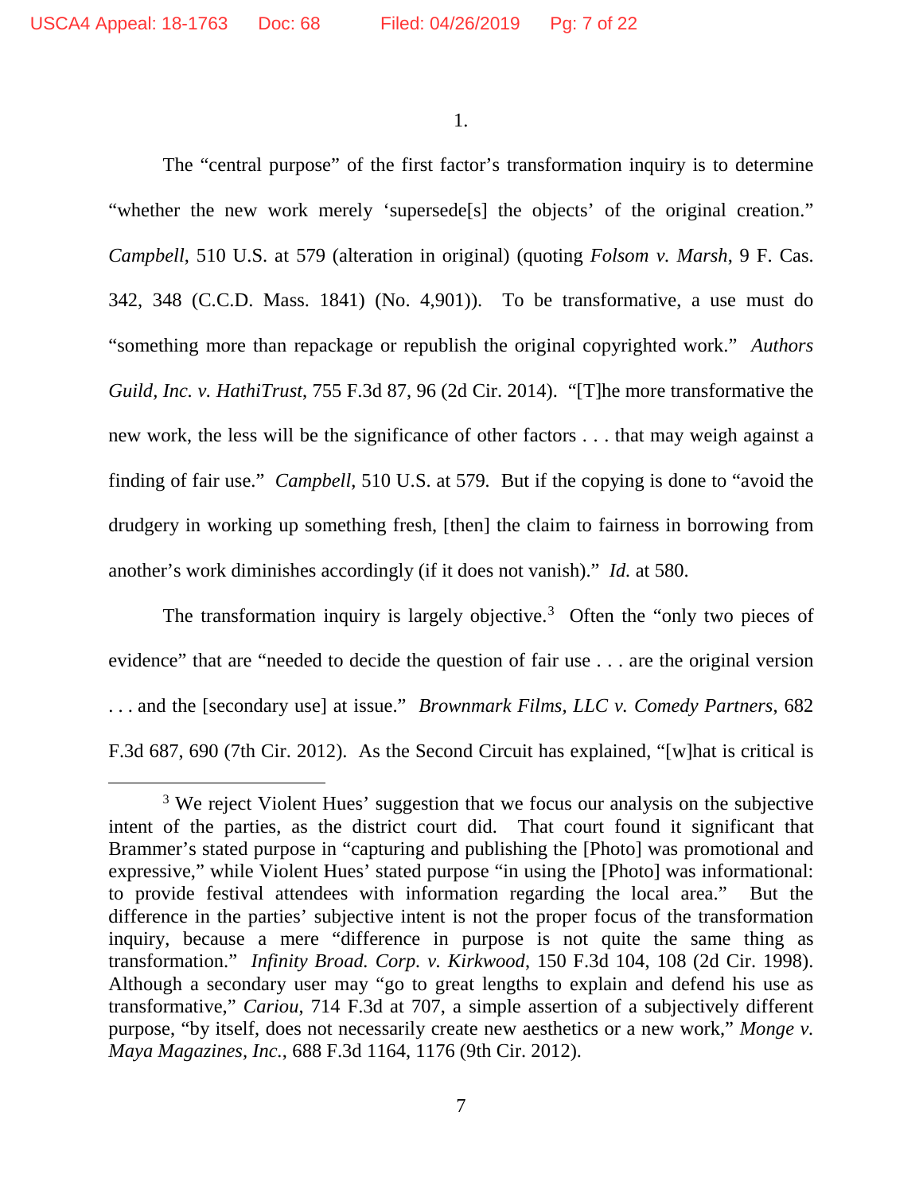1.

The "central purpose" of the first factor's transformation inquiry is to determine "whether the new work merely 'supersede[s] the objects' of the original creation." *Campbell*, 510 U.S. at 579 (alteration in original) (quoting *Folsom v. Marsh*, 9 F. Cas. 342, 348 (C.C.D. Mass. 1841) (No. 4,901)). To be transformative, a use must do "something more than repackage or republish the original copyrighted work." *Authors Guild, Inc. v. HathiTrust*, 755 F.3d 87, 96 (2d Cir. 2014). "[T]he more transformative the new work, the less will be the significance of other factors . . . that may weigh against a finding of fair use." *Campbell*, 510 U.S. at 579. But if the copying is done to "avoid the drudgery in working up something fresh, [then] the claim to fairness in borrowing from another's work diminishes accordingly (if it does not vanish)." *Id.* at 580.

The transformation inquiry is largely objective.[3] Often the "only two pieces of evidence" that are "needed to decide the question of fair use . . . are the original version . . . and the [secondary use] at issue." *Brownmark Films, LLC v. Comedy Partners*, 682 F.3d 687, 690 (7th Cir. 2012). As the Second Circuit has explained, "[w]hat is critical is

[3] We reject Violent Hues' suggestion that we focus our analysis on the subjective intent of the parties, as the district court did. That court found it significant that Brammer's stated purpose in "capturing and publishing the [Photo] was promotional and expressive," while Violent Hues' stated purpose "in using the [Photo] was informational: to provide festival attendees with information regarding the local area." But the difference in the parties' subjective intent is not the proper focus of the transformation inquiry, because a mere "difference in purpose is not quite the same thing as transformation." *Infinity Broad. Corp. v. Kirkwood*, 150 F.3d 104, 108 (2d Cir. 1998). Although a secondary user may "go to great lengths to explain and defend his use as transformative," *Cariou*, 714 F.3d at 707, a simple assertion of a subjectively different purpose, "by itself, does not necessarily create new aesthetics or a new work," *Monge v. Maya Magazines, Inc.*, 688 F.3d 1164, 1176 (9th Cir. 2012).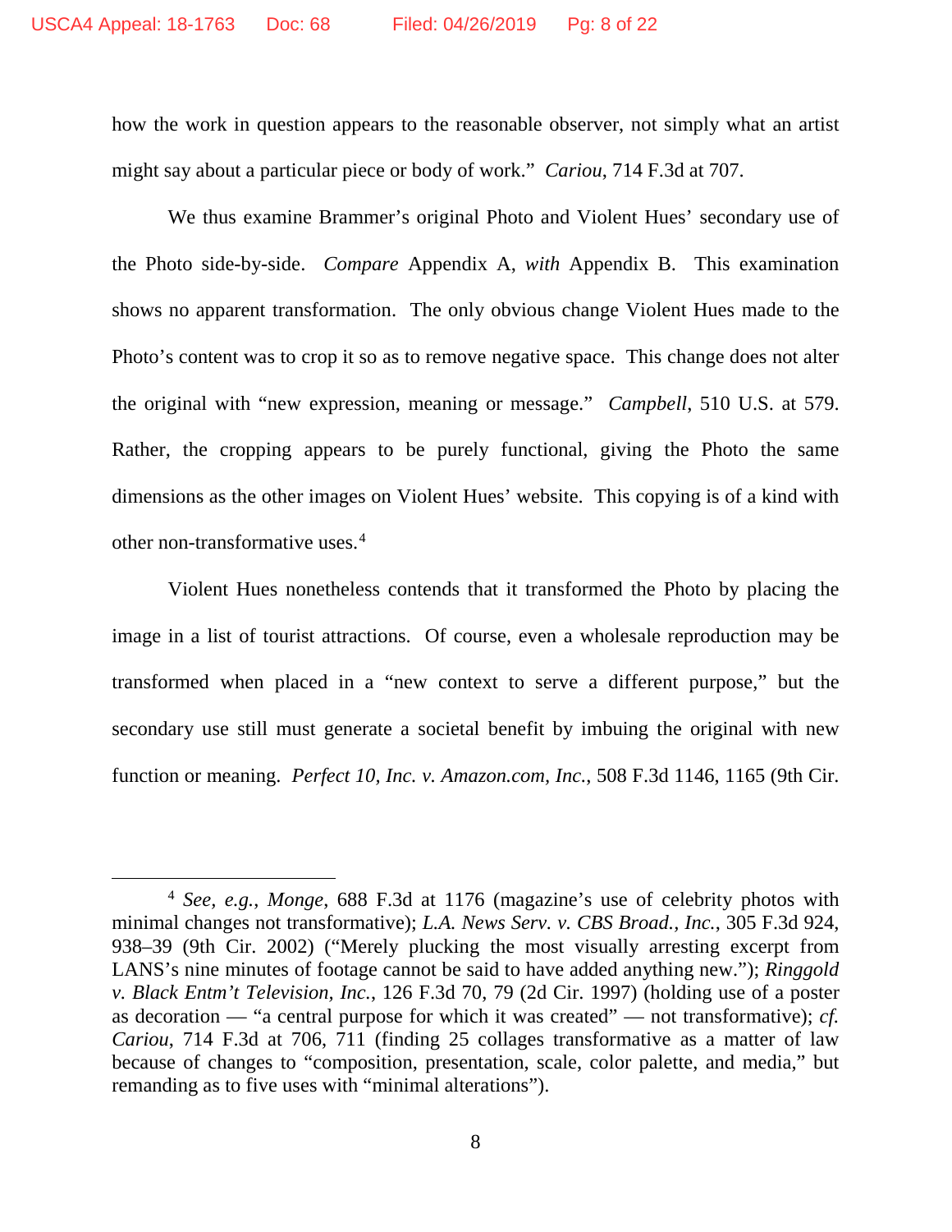how the work in question appears to the reasonable observer, not simply what an artist might say about a particular piece or body of work." *Cariou*, 714 F.3d at 707.

We thus examine Brammer's original Photo and Violent Hues' secondary use of the Photo side-by-side. *Compare* Appendix A, *with* Appendix B. This examination shows no apparent transformation. The only obvious change Violent Hues made to the Photo's content was to crop it so as to remove negative space. This change does not alter the original with "new expression, meaning or message." *Campbell*, 510 U.S. at 579. Rather, the cropping appears to be purely functional, giving the Photo the same dimensions as the other images on Violent Hues' website. This copying is of a kind with other non-transformative uses.[4]

Violent Hues nonetheless contends that it transformed the Photo by placing the image in a list of tourist attractions. Of course, even a wholesale reproduction may be transformed when placed in a "new context to serve a different purpose," but the secondary use still must generate a societal benefit by imbuing the original with new function or meaning. *Perfect 10, Inc. v. Amazon.com, Inc.*, 508 F.3d 1146, 1165 (9th Cir.

---

[4] *See, e.g.*, *Monge*, 688 F.3d at 1176 (magazine's use of celebrity photos with minimal changes not transformative); *L.A. News Serv. v. CBS Broad., Inc.*, 305 F.3d 924, 938–39 (9th Cir. 2002) ("Merely plucking the most visually arresting excerpt from LANS's nine minutes of footage cannot be said to have added anything new."); *Ringgold v. Black Entm't Television, Inc.*, 126 F.3d 70, 79 (2d Cir. 1997) (holding use of a poster as decoration — "a central purpose for which it was created" — not transformative); *cf. Cariou*, 714 F.3d at 706, 711 (finding 25 collages transformative as a matter of law because of changes to "composition, presentation, scale, color palette, and media," but remanding as to five uses with "minimal alterations").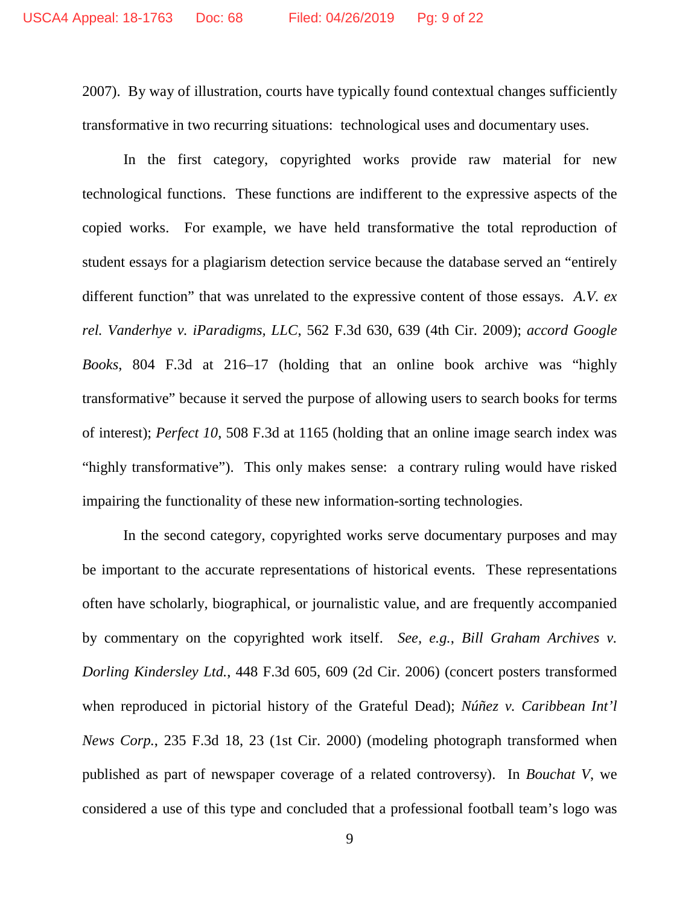2007). By way of illustration, courts have typically found contextual changes sufficiently transformative in two recurring situations: technological uses and documentary uses.

In the first category, copyrighted works provide raw material for new technological functions. These functions are indifferent to the expressive aspects of the copied works. For example, we have held transformative the total reproduction of student essays for a plagiarism detection service because the database served an "entirely different function" that was unrelated to the expressive content of those essays. *A.V. ex rel. Vanderhye v. iParadigms, LLC*, 562 F.3d 630, 639 (4th Cir. 2009); *accord Google Books*, 804 F.3d at 216–17 (holding that an online book archive was "highly transformative" because it served the purpose of allowing users to search books for terms of interest); *Perfect 10*, 508 F.3d at 1165 (holding that an online image search index was "highly transformative"). This only makes sense: a contrary ruling would have risked impairing the functionality of these new information-sorting technologies.

In the second category, copyrighted works serve documentary purposes and may be important to the accurate representations of historical events. These representations often have scholarly, biographical, or journalistic value, and are frequently accompanied by commentary on the copyrighted work itself. *See, e.g.*, *Bill Graham Archives v. Dorling Kindersley Ltd.*, 448 F.3d 605, 609 (2d Cir. 2006) (concert posters transformed when reproduced in pictorial history of the Grateful Dead); *Núñez v. Caribbean Int'l News Corp.*, 235 F.3d 18, 23 (1st Cir. 2000) (modeling photograph transformed when published as part of newspaper coverage of a related controversy). In *Bouchat V*, we considered a use of this type and concluded that a professional football team's logo was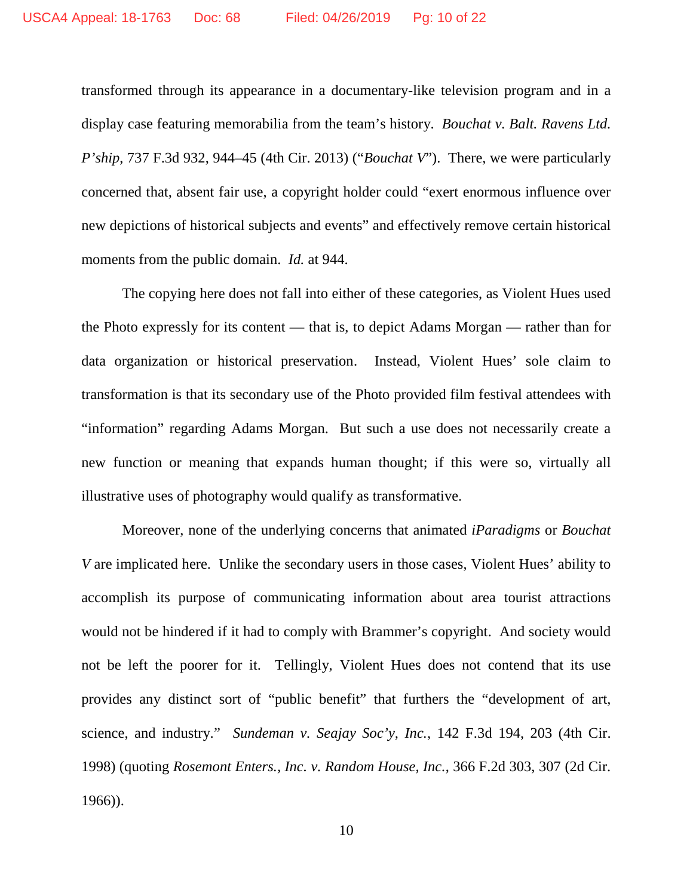transformed through its appearance in a documentary-like television program and in a display case featuring memorabilia from the team's history. *Bouchat v. Balt. Ravens Ltd. P'ship*, 737 F.3d 932, 944–45 (4th Cir. 2013) ("*Bouchat V*"). There, we were particularly concerned that, absent fair use, a copyright holder could "exert enormous influence over new depictions of historical subjects and events" and effectively remove certain historical moments from the public domain. *Id.* at 944.

The copying here does not fall into either of these categories, as Violent Hues used the Photo expressly for its content — that is, to depict Adams Morgan — rather than for data organization or historical preservation. Instead, Violent Hues' sole claim to transformation is that its secondary use of the Photo provided film festival attendees with "information" regarding Adams Morgan. But such a use does not necessarily create a new function or meaning that expands human thought; if this were so, virtually all illustrative uses of photography would qualify as transformative.

Moreover, none of the underlying concerns that animated *iParadigms* or *Bouchat V* are implicated here. Unlike the secondary users in those cases, Violent Hues' ability to accomplish its purpose of communicating information about area tourist attractions would not be hindered if it had to comply with Brammer's copyright. And society would not be left the poorer for it. Tellingly, Violent Hues does not contend that its use provides any distinct sort of "public benefit" that furthers the "development of art, science, and industry." *Sundeman v. Seajay Soc'y, Inc.*, 142 F.3d 194, 203 (4th Cir. 1998) (quoting *Rosemont Enters., Inc. v. Random House, Inc.*, 366 F.2d 303, 307 (2d Cir. 1966)).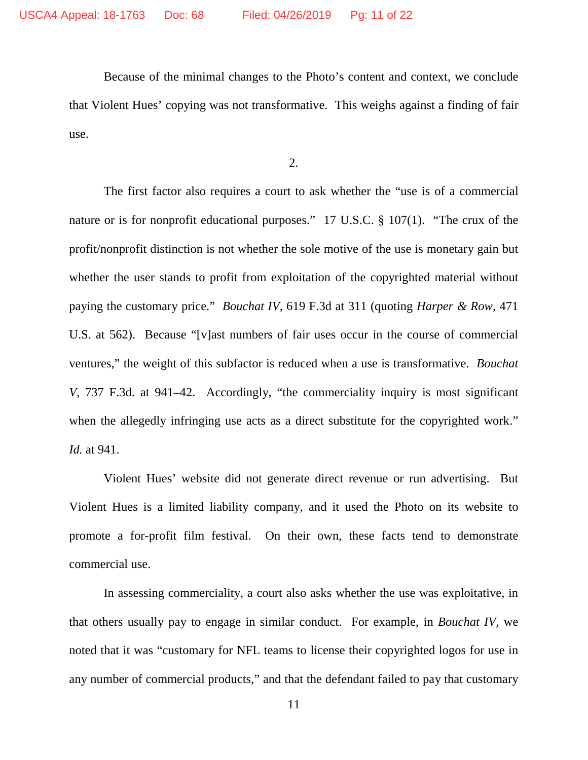Because of the minimal changes to the Photo's content and context, we conclude that Violent Hues' copying was not transformative. This weighs against a finding of fair use.

2.

The first factor also requires a court to ask whether the "use is of a commercial nature or is for nonprofit educational purposes." 17 U.S.C. § 107(1). "The crux of the profit/nonprofit distinction is not whether the sole motive of the use is monetary gain but whether the user stands to profit from exploitation of the copyrighted material without paying the customary price." *Bouchat IV*, 619 F.3d at 311 (quoting *Harper & Row*, 471 U.S. at 562). Because "[v]ast numbers of fair uses occur in the course of commercial ventures," the weight of this subfactor is reduced when a use is transformative. *Bouchat V*, 737 F.3d. at 941–42. Accordingly, "the commerciality inquiry is most significant when the allegedly infringing use acts as a direct substitute for the copyrighted work." *Id.* at 941.

Violent Hues' website did not generate direct revenue or run advertising. But Violent Hues is a limited liability company, and it used the Photo on its website to promote a for-profit film festival. On their own, these facts tend to demonstrate commercial use.

In assessing commerciality, a court also asks whether the use was exploitative, in that others usually pay to engage in similar conduct. For example, in *Bouchat IV*, we noted that it was "customary for NFL teams to license their copyrighted logos for use in any number of commercial products," and that the defendant failed to pay that customary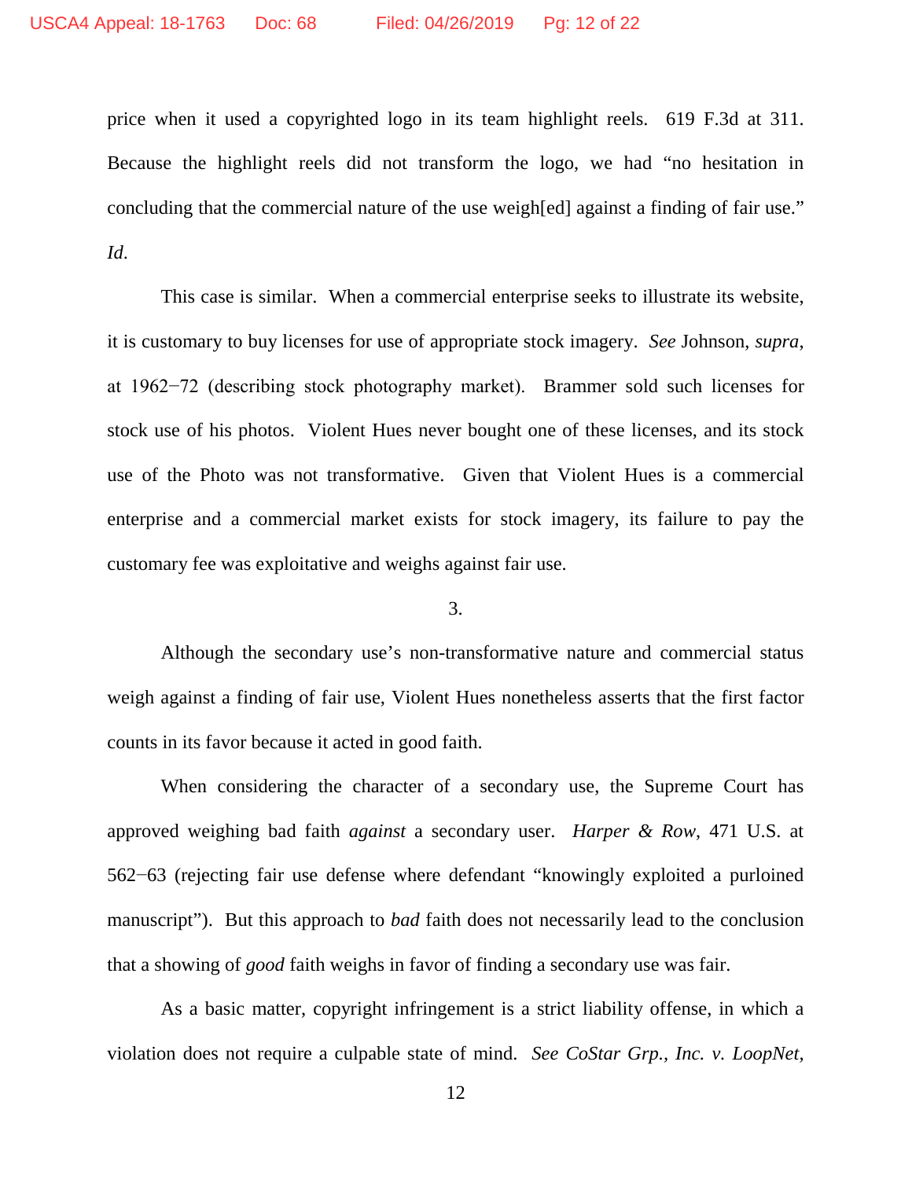price when it used a copyrighted logo in its team highlight reels. 619 F.3d at 311. Because the highlight reels did not transform the logo, we had "no hesitation in concluding that the commercial nature of the use weigh[ed] against a finding of fair use." *Id*.

This case is similar. When a commercial enterprise seeks to illustrate its website, it is customary to buy licenses for use of appropriate stock imagery. *See* Johnson, *supra*, at 1962−72 (describing stock photography market). Brammer sold such licenses for stock use of his photos. Violent Hues never bought one of these licenses, and its stock use of the Photo was not transformative. Given that Violent Hues is a commercial enterprise and a commercial market exists for stock imagery, its failure to pay the customary fee was exploitative and weighs against fair use.

3.

Although the secondary use's non-transformative nature and commercial status weigh against a finding of fair use, Violent Hues nonetheless asserts that the first factor counts in its favor because it acted in good faith.

When considering the character of a secondary use, the Supreme Court has approved weighing bad faith *against* a secondary user. *Harper & Row*, 471 U.S. at 562−63 (rejecting fair use defense where defendant "knowingly exploited a purloined manuscript"). But this approach to *bad* faith does not necessarily lead to the conclusion that a showing of *good* faith weighs in favor of finding a secondary use was fair.

As a basic matter, copyright infringement is a strict liability offense, in which a violation does not require a culpable state of mind. *See CoStar Grp., Inc. v. LoopNet,*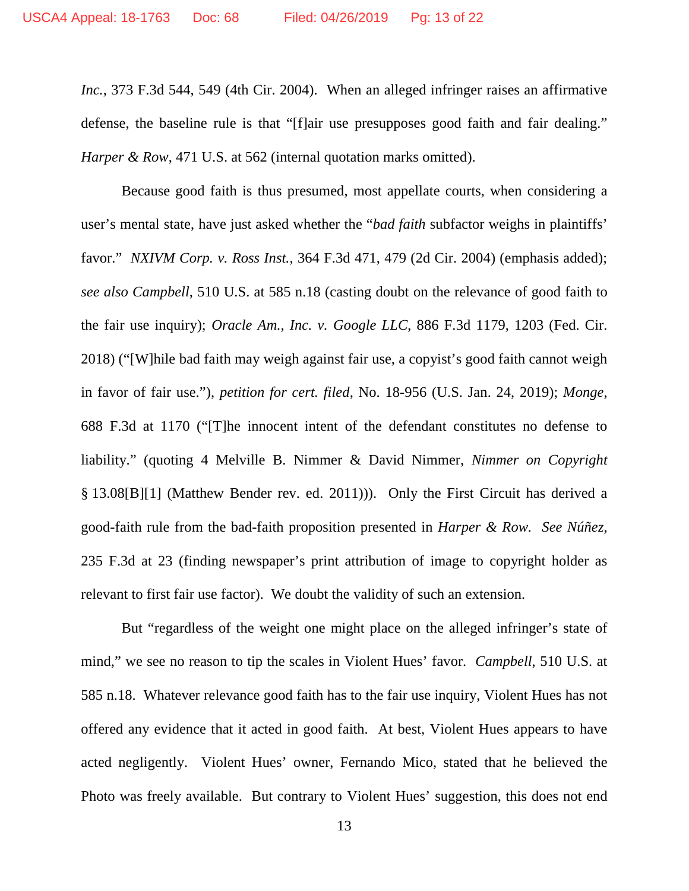*Inc.*, 373 F.3d 544, 549 (4th Cir. 2004). When an alleged infringer raises an affirmative defense, the baseline rule is that "[f]air use presupposes good faith and fair dealing." *Harper & Row*, 471 U.S. at 562 (internal quotation marks omitted).

Because good faith is thus presumed, most appellate courts, when considering a user's mental state, have just asked whether the "*bad faith* subfactor weighs in plaintiffs' favor." *NXIVM Corp. v. Ross Inst.*, 364 F.3d 471, 479 (2d Cir. 2004) (emphasis added); *see also Campbell*, 510 U.S. at 585 n.18 (casting doubt on the relevance of good faith to the fair use inquiry); *Oracle Am., Inc. v. Google LLC*, 886 F.3d 1179, 1203 (Fed. Cir. 2018) ("[W]hile bad faith may weigh against fair use, a copyist's good faith cannot weigh in favor of fair use."), *petition for cert. filed*, No. 18-956 (U.S. Jan. 24, 2019); *Monge*, 688 F.3d at 1170 ("[T]he innocent intent of the defendant constitutes no defense to liability." (quoting 4 Melville B. Nimmer & David Nimmer, *Nimmer on Copyright* § 13.08[B][1] (Matthew Bender rev. ed. 2011))). Only the First Circuit has derived a good-faith rule from the bad-faith proposition presented in *Harper & Row*. *See Núñez*, 235 F.3d at 23 (finding newspaper's print attribution of image to copyright holder as relevant to first fair use factor). We doubt the validity of such an extension.

But "regardless of the weight one might place on the alleged infringer's state of mind," we see no reason to tip the scales in Violent Hues' favor. *Campbell*, 510 U.S. at 585 n.18. Whatever relevance good faith has to the fair use inquiry, Violent Hues has not offered any evidence that it acted in good faith. At best, Violent Hues appears to have acted negligently. Violent Hues' owner, Fernando Mico, stated that he believed the Photo was freely available. But contrary to Violent Hues' suggestion, this does not end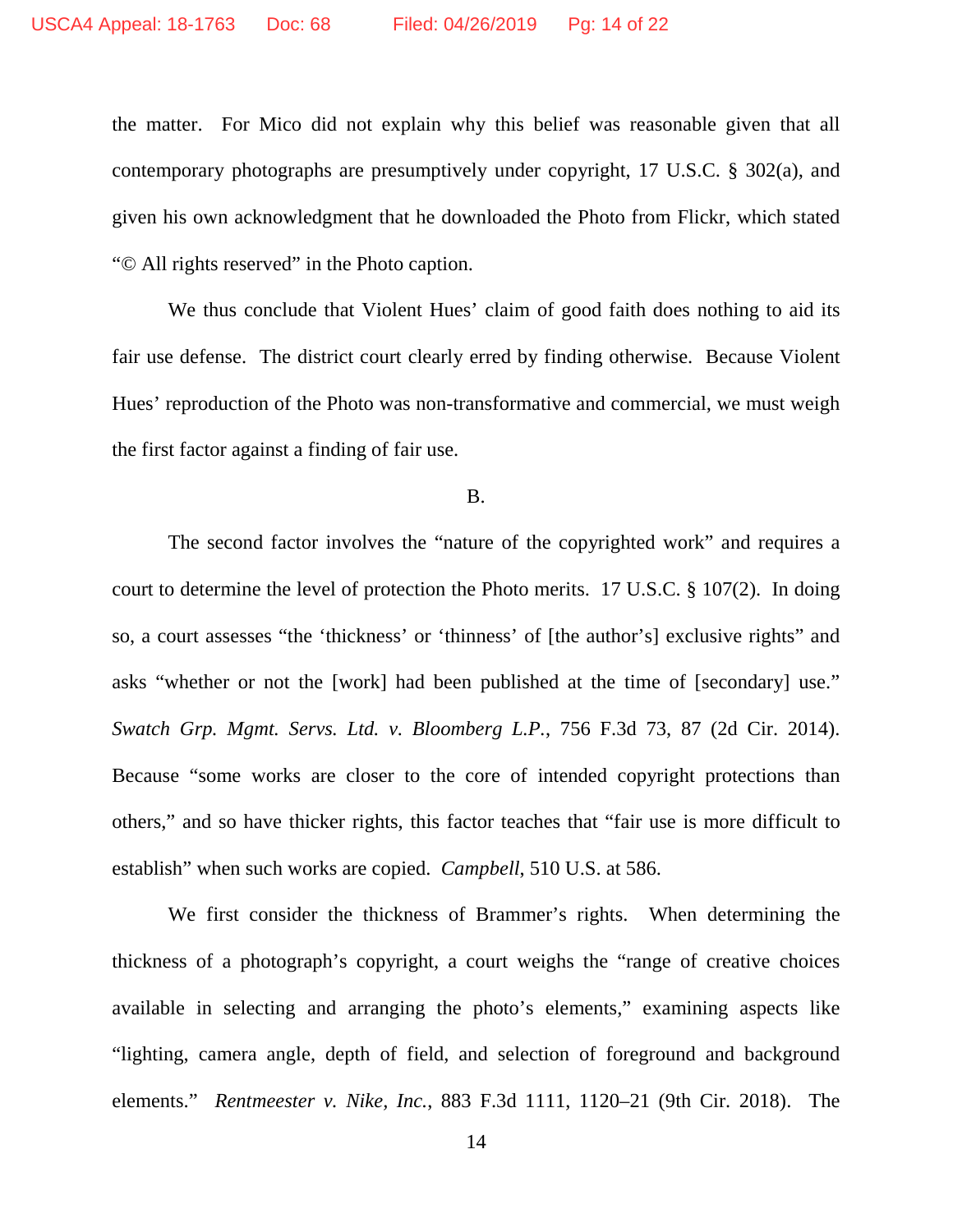the matter. For Mico did not explain why this belief was reasonable given that all contemporary photographs are presumptively under copyright, 17 U.S.C. § 302(a), and given his own acknowledgment that he downloaded the Photo from Flickr, which stated "© All rights reserved" in the Photo caption.

We thus conclude that Violent Hues' claim of good faith does nothing to aid its fair use defense. The district court clearly erred by finding otherwise. Because Violent Hues' reproduction of the Photo was non-transformative and commercial, we must weigh the first factor against a finding of fair use.

B.

The second factor involves the "nature of the copyrighted work" and requires a court to determine the level of protection the Photo merits. 17 U.S.C. § 107(2). In doing so, a court assesses "the 'thickness' or 'thinness' of [the author's] exclusive rights" and asks "whether or not the [work] had been published at the time of [secondary] use." *Swatch Grp. Mgmt. Servs. Ltd. v. Bloomberg L.P.*, 756 F.3d 73, 87 (2d Cir. 2014). Because "some works are closer to the core of intended copyright protections than others," and so have thicker rights, this factor teaches that "fair use is more difficult to establish" when such works are copied. *Campbell*, 510 U.S. at 586.

We first consider the thickness of Brammer's rights. When determining the thickness of a photograph's copyright, a court weighs the "range of creative choices available in selecting and arranging the photo's elements," examining aspects like "lighting, camera angle, depth of field, and selection of foreground and background elements." *Rentmeester v. Nike, Inc.*, 883 F.3d 1111, 1120–21 (9th Cir. 2018). The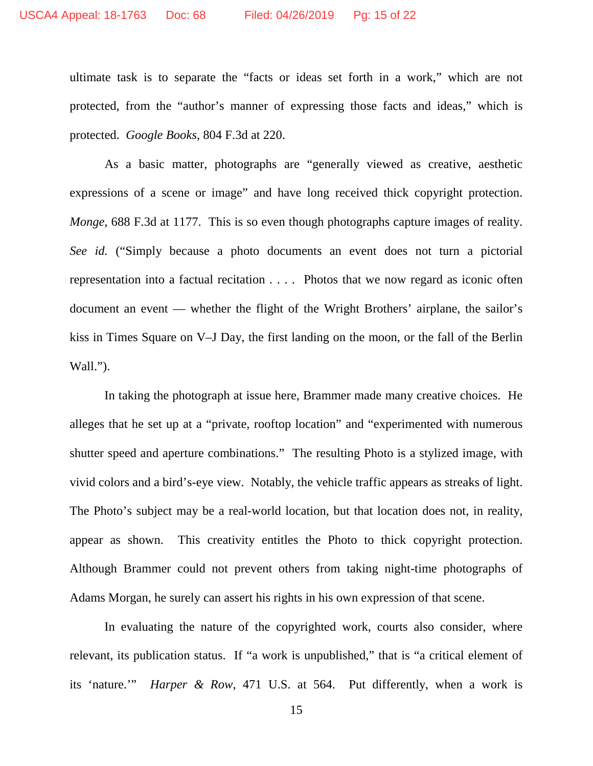ultimate task is to separate the "facts or ideas set forth in a work," which are not protected, from the "author's manner of expressing those facts and ideas," which is protected. *Google Books*, 804 F.3d at 220.

As a basic matter, photographs are "generally viewed as creative, aesthetic expressions of a scene or image" and have long received thick copyright protection. *Monge*, 688 F.3d at 1177. This is so even though photographs capture images of reality. *See id.* ("Simply because a photo documents an event does not turn a pictorial representation into a factual recitation . . . . Photos that we now regard as iconic often document an event — whether the flight of the Wright Brothers' airplane, the sailor's kiss in Times Square on V–J Day, the first landing on the moon, or the fall of the Berlin Wall.").

In taking the photograph at issue here, Brammer made many creative choices. He alleges that he set up at a "private, rooftop location" and "experimented with numerous shutter speed and aperture combinations." The resulting Photo is a stylized image, with vivid colors and a bird's-eye view. Notably, the vehicle traffic appears as streaks of light. The Photo's subject may be a real-world location, but that location does not, in reality, appear as shown. This creativity entitles the Photo to thick copyright protection. Although Brammer could not prevent others from taking night-time photographs of Adams Morgan, he surely can assert his rights in his own expression of that scene.

In evaluating the nature of the copyrighted work, courts also consider, where relevant, its publication status. If "a work is unpublished," that is "a critical element of its 'nature.'" *Harper & Row*, 471 U.S. at 564. Put differently, when a work is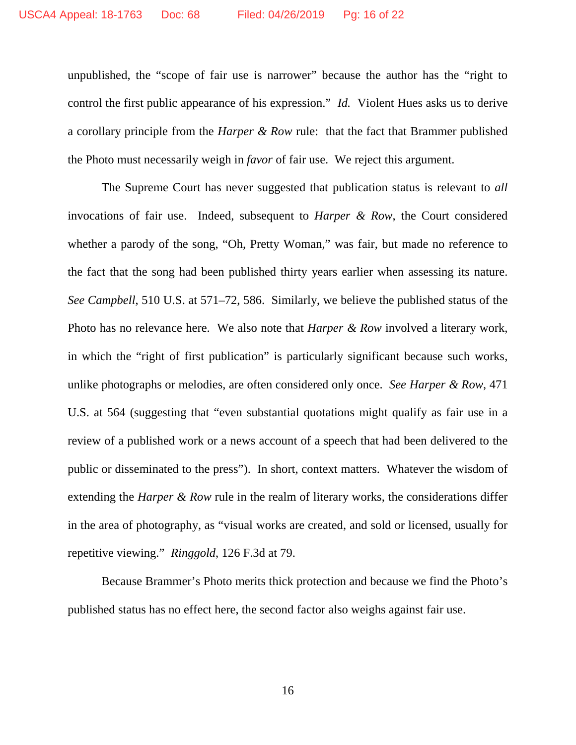unpublished, the "scope of fair use is narrower" because the author has the "right to control the first public appearance of his expression." *Id.* Violent Hues asks us to derive a corollary principle from the *Harper & Row* rule: that the fact that Brammer published the Photo must necessarily weigh in *favor* of fair use. We reject this argument.

The Supreme Court has never suggested that publication status is relevant to *all* invocations of fair use. Indeed, subsequent to *Harper & Row*, the Court considered whether a parody of the song, "Oh, Pretty Woman," was fair, but made no reference to the fact that the song had been published thirty years earlier when assessing its nature. *See Campbell*, 510 U.S. at 571–72, 586. Similarly, we believe the published status of the Photo has no relevance here. We also note that *Harper & Row* involved a literary work, in which the "right of first publication" is particularly significant because such works, unlike photographs or melodies, are often considered only once. *See Harper & Row*, 471 U.S. at 564 (suggesting that "even substantial quotations might qualify as fair use in a review of a published work or a news account of a speech that had been delivered to the public or disseminated to the press"). In short, context matters. Whatever the wisdom of extending the *Harper & Row* rule in the realm of literary works, the considerations differ in the area of photography, as "visual works are created, and sold or licensed, usually for repetitive viewing." *Ringgold*, 126 F.3d at 79.

Because Brammer's Photo merits thick protection and because we find the Photo's published status has no effect here, the second factor also weighs against fair use.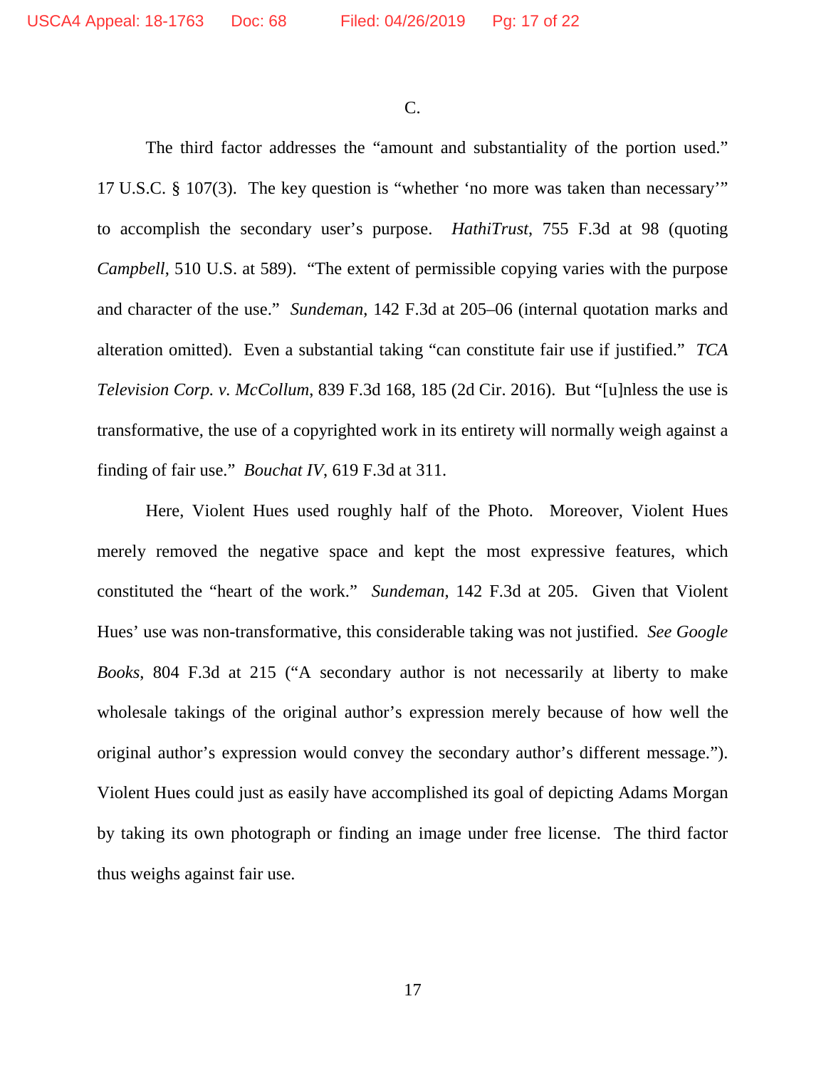C.

The third factor addresses the "amount and substantiality of the portion used." 17 U.S.C. § 107(3). The key question is "whether 'no more was taken than necessary'" to accomplish the secondary user's purpose. *HathiTrust*, 755 F.3d at 98 (quoting *Campbell*, 510 U.S. at 589). "The extent of permissible copying varies with the purpose and character of the use." *Sundeman*, 142 F.3d at 205–06 (internal quotation marks and alteration omitted). Even a substantial taking "can constitute fair use if justified." *TCA Television Corp. v. McCollum*, 839 F.3d 168, 185 (2d Cir. 2016). But "[u]nless the use is transformative, the use of a copyrighted work in its entirety will normally weigh against a finding of fair use." *Bouchat IV*, 619 F.3d at 311.

Here, Violent Hues used roughly half of the Photo. Moreover, Violent Hues merely removed the negative space and kept the most expressive features, which constituted the "heart of the work." *Sundeman*, 142 F.3d at 205. Given that Violent Hues' use was non-transformative, this considerable taking was not justified. *See Google Books*, 804 F.3d at 215 ("A secondary author is not necessarily at liberty to make wholesale takings of the original author's expression merely because of how well the original author's expression would convey the secondary author's different message."). Violent Hues could just as easily have accomplished its goal of depicting Adams Morgan by taking its own photograph or finding an image under free license. The third factor thus weighs against fair use.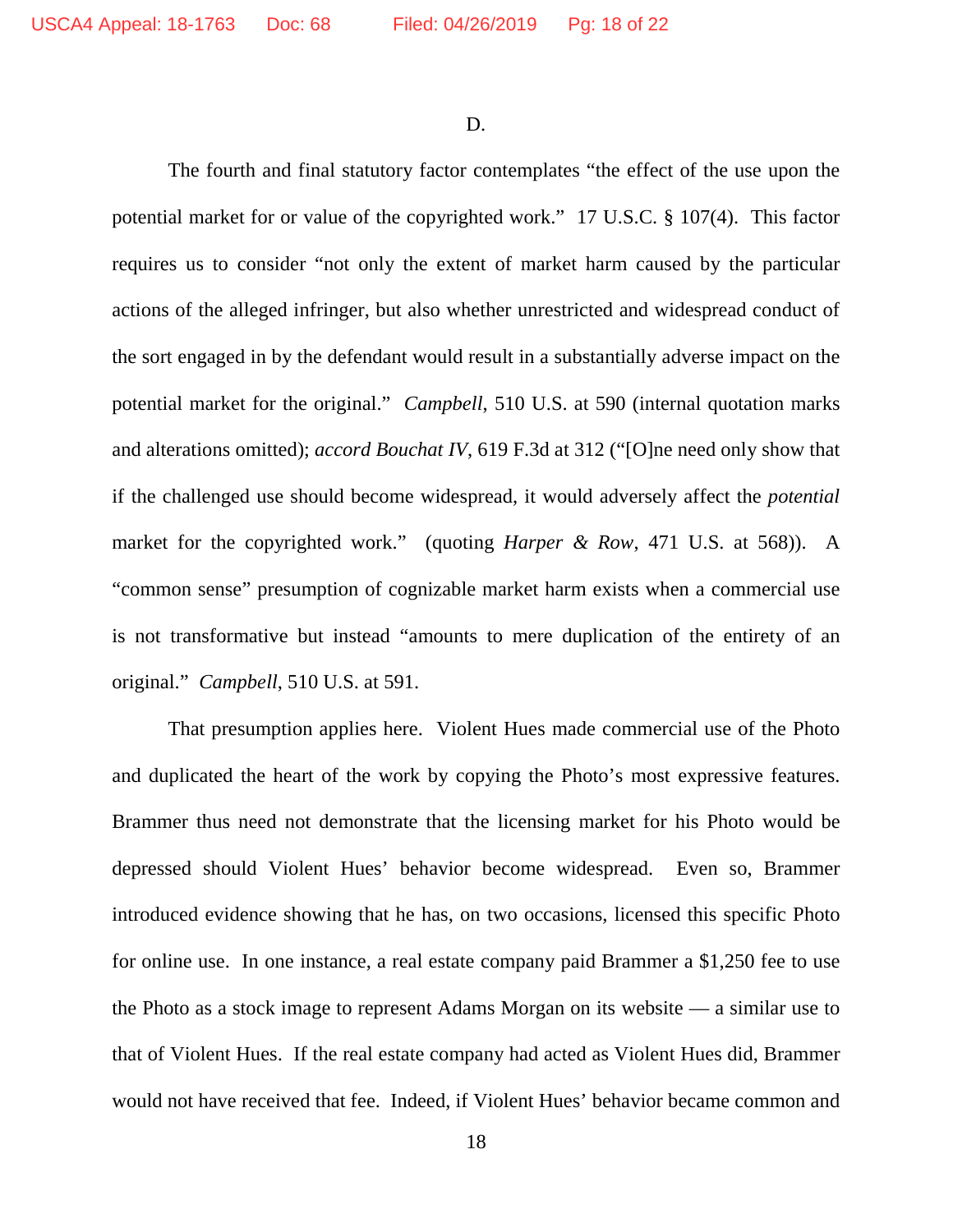D.

The fourth and final statutory factor contemplates "the effect of the use upon the potential market for or value of the copyrighted work." 17 U.S.C. § 107(4). This factor requires us to consider "not only the extent of market harm caused by the particular actions of the alleged infringer, but also whether unrestricted and widespread conduct of the sort engaged in by the defendant would result in a substantially adverse impact on the potential market for the original." *Campbell*, 510 U.S. at 590 (internal quotation marks and alterations omitted); *accord Bouchat IV*, 619 F.3d at 312 ("[O]ne need only show that if the challenged use should become widespread, it would adversely affect the *potential* market for the copyrighted work." (quoting *Harper & Row*, 471 U.S. at 568)). A "common sense" presumption of cognizable market harm exists when a commercial use is not transformative but instead "amounts to mere duplication of the entirety of an original." *Campbell*, 510 U.S. at 591.

That presumption applies here. Violent Hues made commercial use of the Photo and duplicated the heart of the work by copying the Photo's most expressive features. Brammer thus need not demonstrate that the licensing market for his Photo would be depressed should Violent Hues' behavior become widespread. Even so, Brammer introduced evidence showing that he has, on two occasions, licensed this specific Photo for online use. In one instance, a real estate company paid Brammer a $1,250 fee to use the Photo as a stock image to represent Adams Morgan on its website — a similar use to that of Violent Hues. If the real estate company had acted as Violent Hues did, Brammer would not have received that fee. Indeed, if Violent Hues' behavior became common and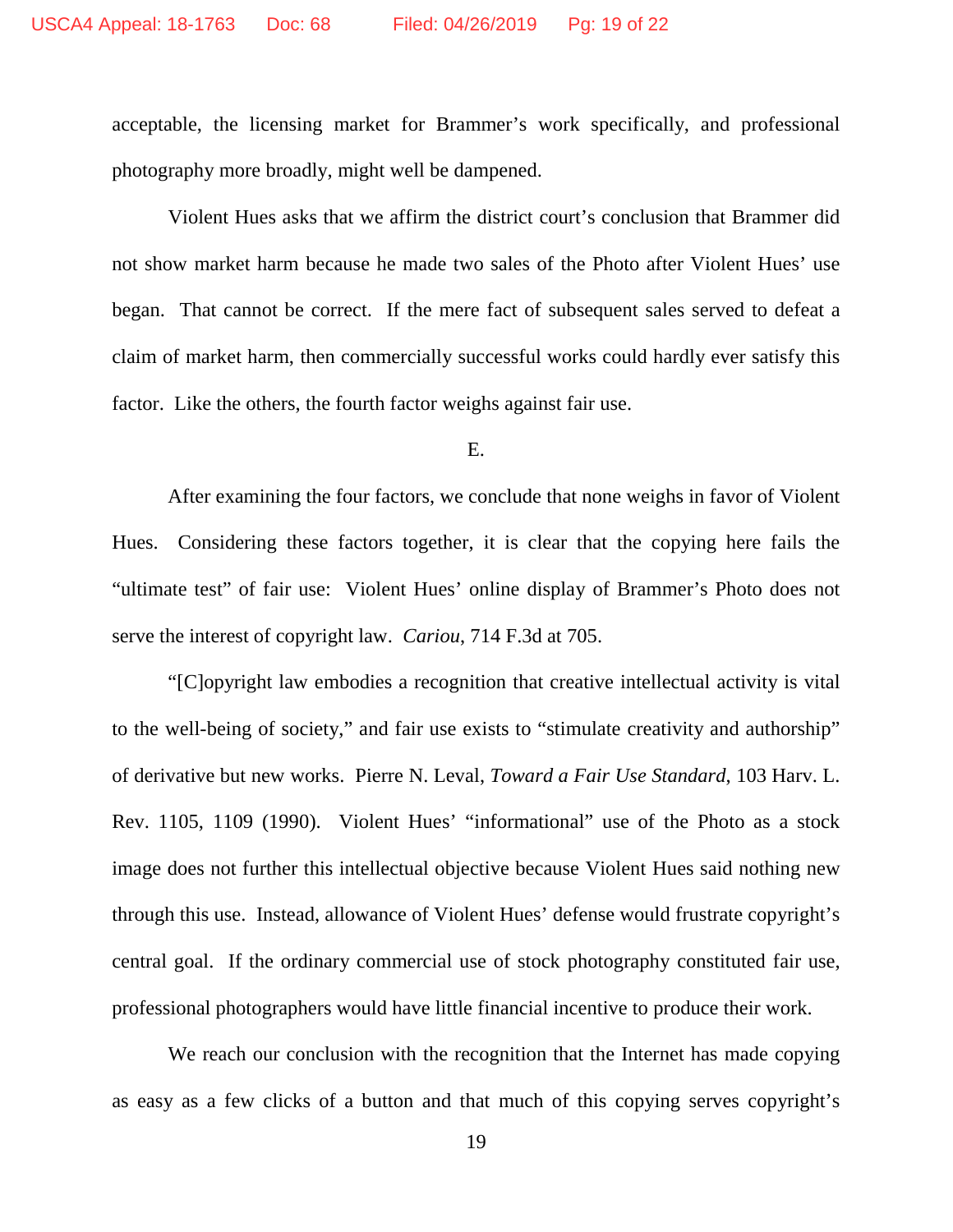acceptable, the licensing market for Brammer's work specifically, and professional photography more broadly, might well be dampened.

Violent Hues asks that we affirm the district court's conclusion that Brammer did not show market harm because he made two sales of the Photo after Violent Hues' use began. That cannot be correct. If the mere fact of subsequent sales served to defeat a claim of market harm, then commercially successful works could hardly ever satisfy this factor. Like the others, the fourth factor weighs against fair use.

E.

After examining the four factors, we conclude that none weighs in favor of Violent Hues. Considering these factors together, it is clear that the copying here fails the "ultimate test" of fair use: Violent Hues' online display of Brammer's Photo does not serve the interest of copyright law. *Cariou*, 714 F.3d at 705.

"[C]opyright law embodies a recognition that creative intellectual activity is vital to the well-being of society," and fair use exists to "stimulate creativity and authorship" of derivative but new works. Pierre N. Leval, *Toward a Fair Use Standard*, 103 Harv. L. Rev. 1105, 1109 (1990). Violent Hues' "informational" use of the Photo as a stock image does not further this intellectual objective because Violent Hues said nothing new through this use. Instead, allowance of Violent Hues' defense would frustrate copyright's central goal. If the ordinary commercial use of stock photography constituted fair use, professional photographers would have little financial incentive to produce their work.

We reach our conclusion with the recognition that the Internet has made copying as easy as a few clicks of a button and that much of this copying serves copyright's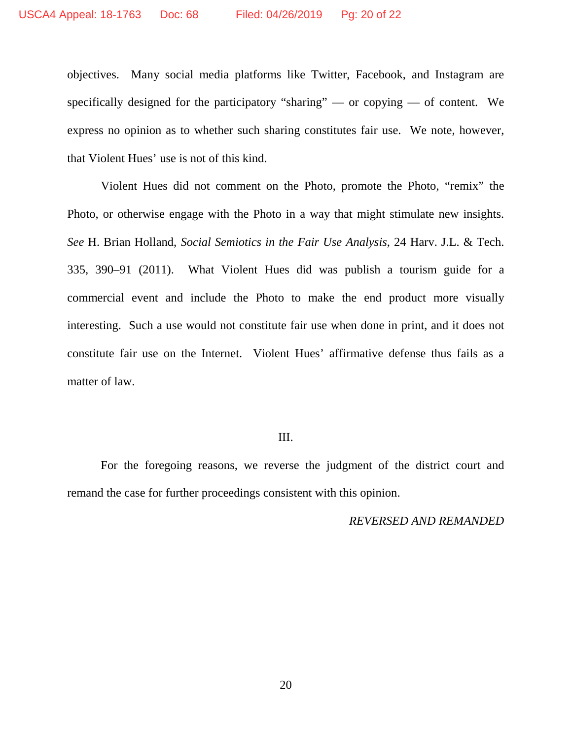objectives. Many social media platforms like Twitter, Facebook, and Instagram are specifically designed for the participatory "sharing" — or copying — of content. We express no opinion as to whether such sharing constitutes fair use. We note, however, that Violent Hues' use is not of this kind.

Violent Hues did not comment on the Photo, promote the Photo, "remix" the Photo, or otherwise engage with the Photo in a way that might stimulate new insights. *See* H. Brian Holland, *Social Semiotics in the Fair Use Analysis*, 24 Harv. J.L. & Tech. 335, 390–91 (2011). What Violent Hues did was publish a tourism guide for a commercial event and include the Photo to make the end product more visually interesting. Such a use would not constitute fair use when done in print, and it does not constitute fair use on the Internet. Violent Hues' affirmative defense thus fails as a matter of law.

III.

For the foregoing reasons, we reverse the judgment of the district court and remand the case for further proceedings consistent with this opinion.

*REVERSED AND REMANDED*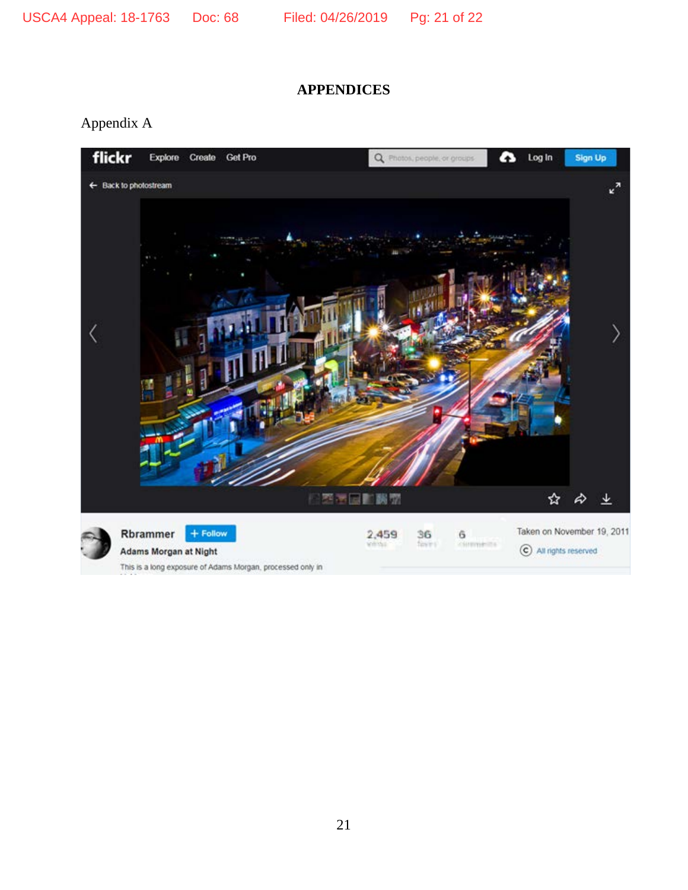# APPENDICES

Appendix A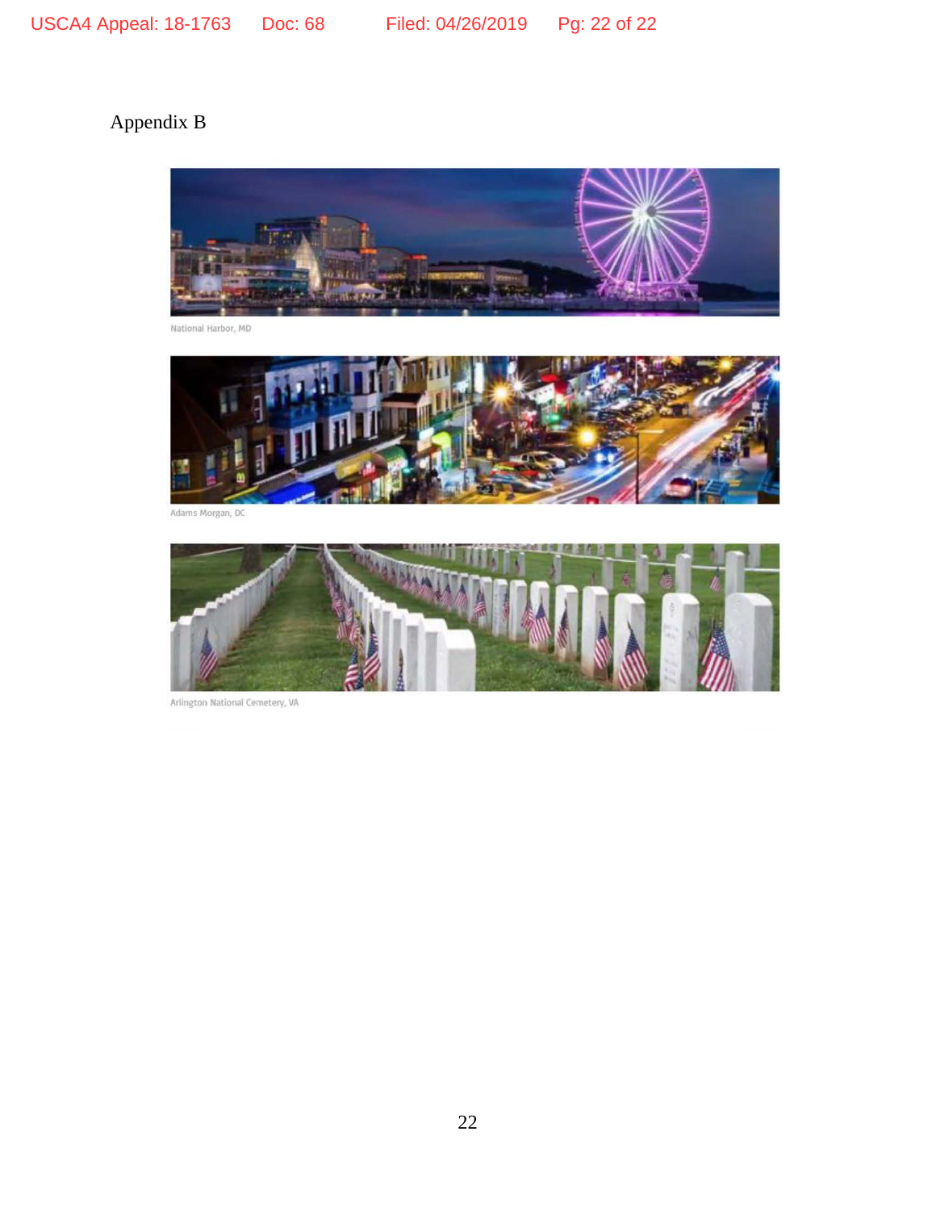Appendix B

National Harbor, MD

Adams Morgan, DC

Arlington National Cemetery, VA